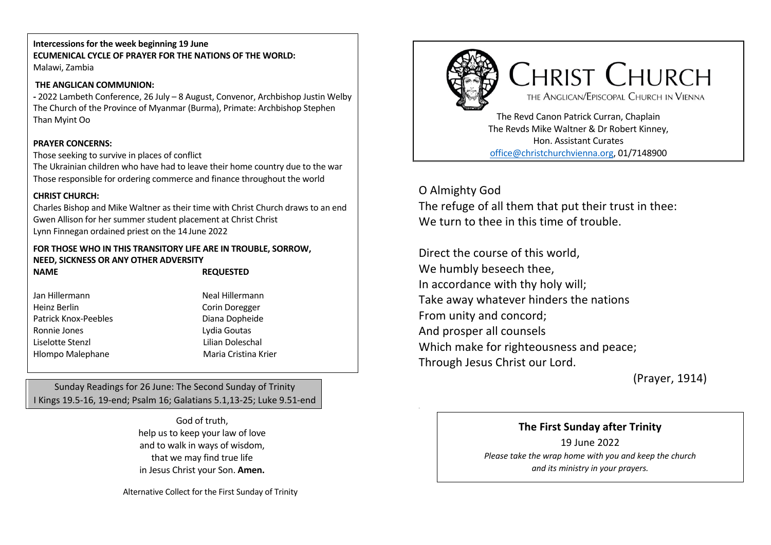**Intercessions for the week beginning 19 June**

**ECUMENICAL CYCLE OF PRAYER FOR THE NATIONS OF THE WORLD:**

Malawi, Zambia

**THE ANGLICAN COMMUNION:**

- 2022 Lambeth Conference, 26 July – 8 August, Convenor, Archbishop Justin Welby

The Church of the Province of Myanmar (Burma), Primate: Archbishop Stephen Than Myint Oo

**PRAYER CONCERNS:**

Those seeking to survive in places of conflict

The Ukrainian children who have had to leave their home country due to the war

Those responsible for ordering commerce and finance throughout the world

**CHRIST CHURCH:**

Charles Bishop and Mike Waltner as their time with Christ Church draws to an end

Gwen Allison for her summer student placement at Christ Christ

Lynn Finnegan ordained priest on the 14 June 2022

**FOR THOSE WHO IN THIS TRANSITORY LIFE ARE IN TROUBLE, SORROW, NEED, SICKNESS OR ANY OTHER ADVERSITY**

| NAME | REQUESTED |
| --- | --- |
| Jan Hillermann | Neal Hillermann |
| Heinz Berlin | Corin Doregger |
| Patrick Knox-Peebles | Diana Dopheide |
| Ronnie Jones | Lydia Goutas |
| Liselotte Stenzl | Lilian Doleschal |
| Hlompo Malephane | Maria Cristina Krier |

Sunday Readings for 26 June: The Second Sunday of Trinity

I Kings 19.5-16, 19-end; Psalm 16; Galatians 5.1,13-25; Luke 9.51-end

God of truth,
help us to keep your law of love
and to walk in ways of wisdom,
that we may find true life
in Jesus Christ your Son. **Amen.**

Alternative Collect for the First Sunday of Trinity

# CHRIST CHURCH

THE ANGLICAN/EPISCOPAL CHURCH IN VIENNA

The Revd Canon Patrick Curran, Chaplain
The Revds Mike Waltner & Dr Robert Kinney,
Hon. Assistant Curates
office@christchurchvienna.org, 01/7148900

O Almighty God
The refuge of all them that put their trust in thee:
We turn to thee in this time of trouble.

Direct the course of this world,
We humbly beseech thee,
In accordance with thy holy will;
Take away whatever hinders the nations
From unity and concord;
And prosper all counsels
Which make for righteousness and peace;
Through Jesus Christ our Lord.

(Prayer, 1914)

**The First Sunday after Trinity**

19 June 2022

*Please take the wrap home with you and keep the church and its ministry in your prayers.*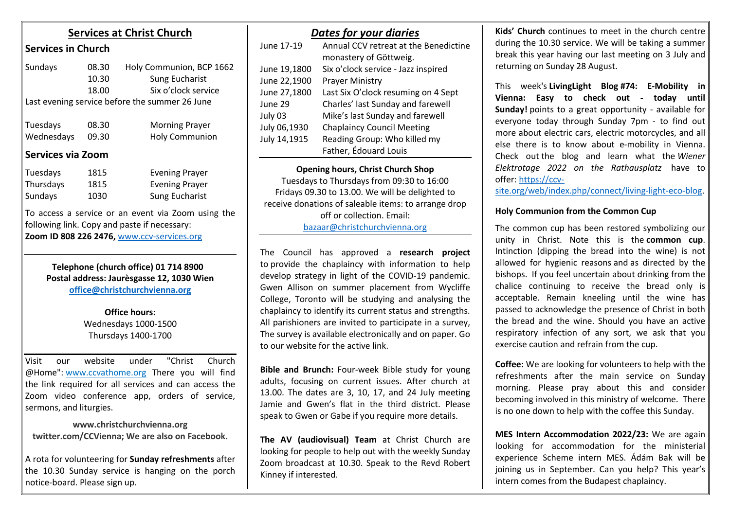## Services at Christ Church

### Services in Church

| | | |
|---|---|---|
| Sundays | 08.30 | Holy Communion, BCP 1662 |
| | 10.30 | Sung Eucharist |
| | 18.00 | Six o'clock service |

Last evening service before the summer 26 June

| | | |
|---|---|---|
| Tuesdays | 08.30 | Morning Prayer |
| Wednesdays | 09.30 | Holy Communion |

### Services via Zoom

| | | |
|---|---|---|
| Tuesdays | 1815 | Evening Prayer |
| Thursdays | 1815 | Evening Prayer |
| Sundays | 1030 | Sung Eucharist |

To access a service or an event via Zoom using the following link. Copy and paste if necessary:
**Zoom ID 808 226 2476,** www.ccv-services.org

**Telephone (church office) 01 714 8900**
**Postal address: Jaurèsgasse 12, 1030 Wien**
**office@christchurchvienna.org**

**Office hours:**
Wednesdays 1000-1500
Thursdays 1400-1700

Visit our website under "Christ Church @Home": www.ccvathome.org There you will find the link required for all services and can access the Zoom video conference app, orders of service, sermons, and liturgies.

**www.christchurchvienna.org**
**twitter.com/CCVienna; We are also on Facebook.**

A rota for volunteering for **Sunday refreshments** after the 10.30 Sunday service is hanging on the porch notice-board. Please sign up.

## *Dates for your diaries*

| | |
|---|---|
| June 17-19 | Annual CCV retreat at the Benedictine monastery of Göttweig. |
| June 19,1800 | Six o'clock service - Jazz inspired |
| June 22,1900 | Prayer Ministry |
| June 27,1800 | Last Six O'clock resuming on 4 Sept |
| June 29 | Charles' last Sunday and farewell |
| July 03 | Mike's last Sunday and farewell |
| July 06,1930 | Chaplaincy Council Meeting |
| July 14,1915 | Reading Group: Who killed my Father, Édouard Louis |

**Opening hours, Christ Church Shop**
Tuesdays to Thursdays from 09:30 to 16:00
Fridays 09.30 to 13.00. We will be delighted to receive donations of saleable items: to arrange drop off or collection. Email:
bazaar@christchurchvienna.org

The Council has approved a **research project** to provide the chaplaincy with information to help develop strategy in light of the COVID-19 pandemic. Gwen Allison on summer placement from Wycliffe College, Toronto will be studying and analysing the chaplaincy to identify its current status and strengths. All parishioners are invited to participate in a survey, The survey is available electronically and on paper. Go to our website for the active link.

**Bible and Brunch:** Four-week Bible study for young adults, focusing on current issues. After church at 13.00. The dates are 3, 10, 17, and 24 July meeting Jamie and Gwen's flat in the third district. Please speak to Gwen or Gabe if you require more details.

**The AV (audiovisual) Team** at Christ Church are looking for people to help out with the weekly Sunday Zoom broadcast at 10.30. Speak to the Revd Robert Kinney if interested.

**Kids' Church** continues to meet in the church centre during the 10.30 service. We will be taking a summer break this year having our last meeting on 3 July and returning on Sunday 28 August.

This week's **LivingLight Blog #74: E-Mobility in Vienna: Easy to check out - today until Sunday!** points to a great opportunity - available for everyone today through Sunday 7pm - to find out more about electric cars, electric motorcycles, and all else there is to know about e-mobility in Vienna. Check out the blog and learn what the *Wiener Elektrotage 2022 on the Rathausplatz* have to offer: https://ccv-site.org/web/index.php/connect/living-light-eco-blog.

**Holy Communion from the Common Cup**

The common cup has been restored symbolizing our unity in Christ. Note this is the **common cup**. Intinction (dipping the bread into the wine) is not allowed for hygienic reasons and as directed by the bishops. If you feel uncertain about drinking from the chalice continuing to receive the bread only is acceptable. Remain kneeling until the wine has passed to acknowledge the presence of Christ in both the bread and the wine. Should you have an active respiratory infection of any sort, we ask that you exercise caution and refrain from the cup.

**Coffee:** We are looking for volunteers to help with the refreshments after the main service on Sunday morning. Please pray about this and consider becoming involved in this ministry of welcome. There is no one down to help with the coffee this Sunday.

**MES Intern Accommodation 2022/23:** We are again looking for accommodation for the ministerial experience Scheme intern MES. Ádám Bak will be joining us in September. Can you help? This year's intern comes from the Budapest chaplaincy.